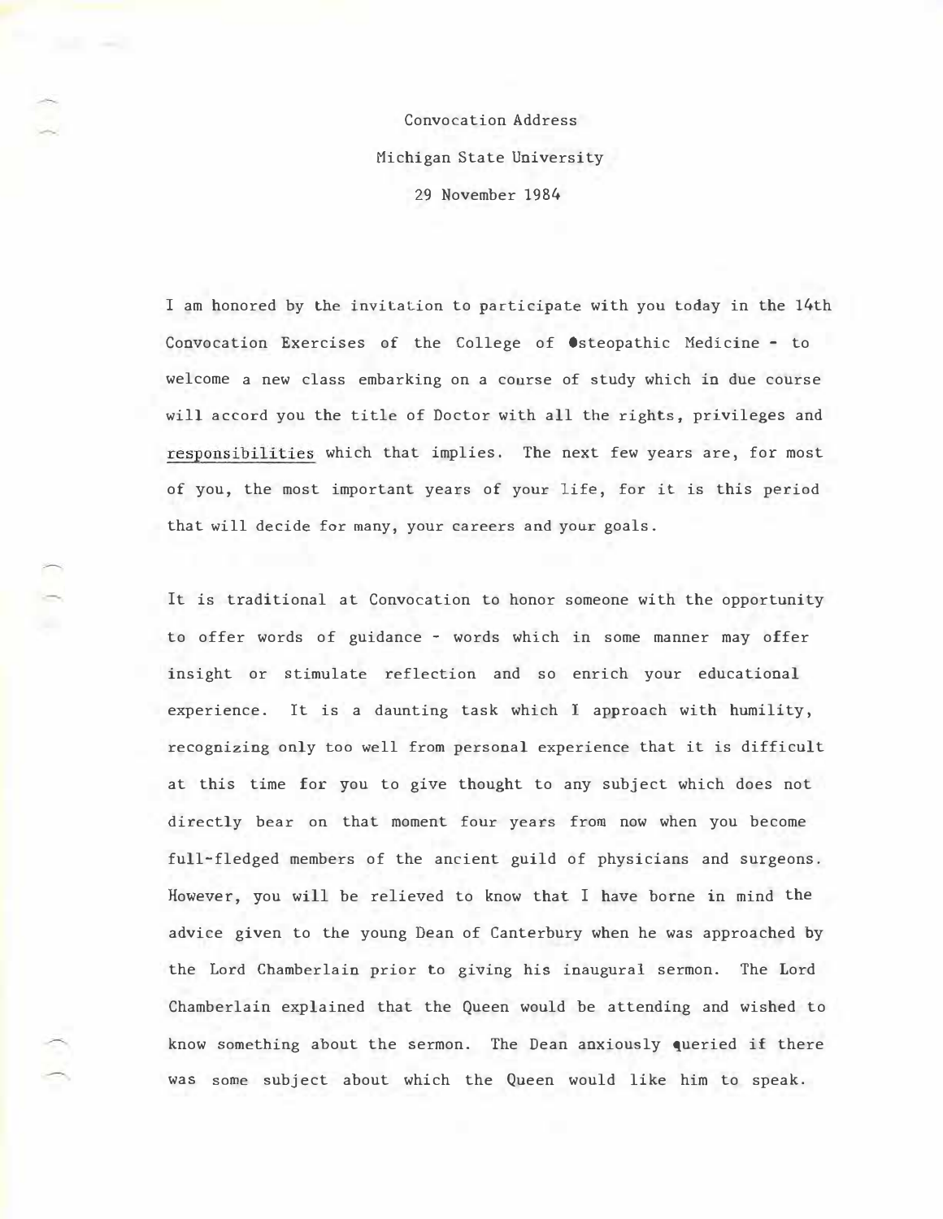Convocation Address

Michigan State University

29 November 1984

I am honored by the invitation to participate with you today in the 14th Convocation Exercises of the College of Osteopathic Medicine - to welcome a new class embarking on a course of study which in due course will accord you the title of Doctor with all the rights, privileges and <u>responsibilities</u> which that implies. The next few years are, for most of you, the most important years of your life, for it is this period that will decide for many, your careers and your goals.

It is traditional at Convocation to honor someone with the opportunity to offer words of guidance - words which in some manner may offer insight or stimulate reflection and so enrich your educational experience. It is a daunting task which I approach with humility, recognizing only too well from personal experience that it is difficult at this time for you to give thought to any subject which does not directly bear on that moment four years from now when you become full-fledged members of the ancient guild of physicians and surgeons. However, you will be relieved to know that I have borne in mind the advice given to the young Dean of Canterbury when he was approached by the Lord Chamberlain prior to giving his inaugural sermon. The Lord Chamberlain explained that the Queen would be attending and wished to know something about the sermon. The Dean anxiously queried if there was some subject about which the Queen would like him to speak.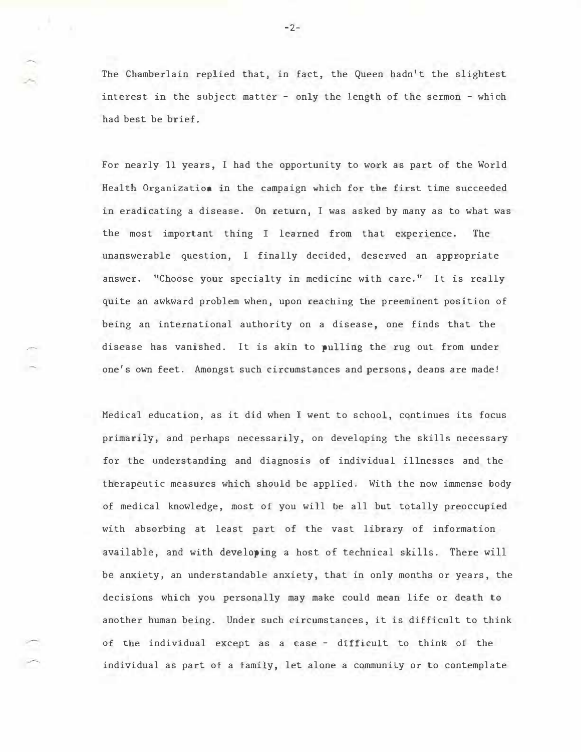The Chamberlain replied that, in fact, the Queen hadn't the slightest interest in the subject matter - only the length of the sermon - which had best be brief.

For nearly 11 years, I had the opportunity to work as part of the World Health Organization in the campaign which for the first time succeeded in eradicating a disease. On return, I was asked by many as to what was the most important thing I learned from that experience. The unanswerable question, I finally decided, deserved an appropriate answer. "Choose your specialty in medicine with care." It is really quite an awkward problem when, upon reaching the preeminent position of being an international authority on a disease, one finds that the disease has vanished. It is akin to pulling the rug out from under one's own feet. Amongst such circumstances and persons, deans are made!

Medical education, as it did when I went to school, continues its focus primarily, and perhaps necessarily, on developing the skills necessary for the understanding and diagnosis of individual illnesses and the therapeutic measures which should be applied. With the now immense body of medical knowledge, most of you will be all but totally preoccupied with absorbing at least part of the vast library of information available, and with developing a host of technical skills. There will be anxiety, an understandable anxiety, that in only months or years, the decisions which you personally may make could mean life or death to another human being. Under such circumstances, it is difficult to think of the individual except as a case - difficult to think of the individual as part of a family, let alone a community or to contemplate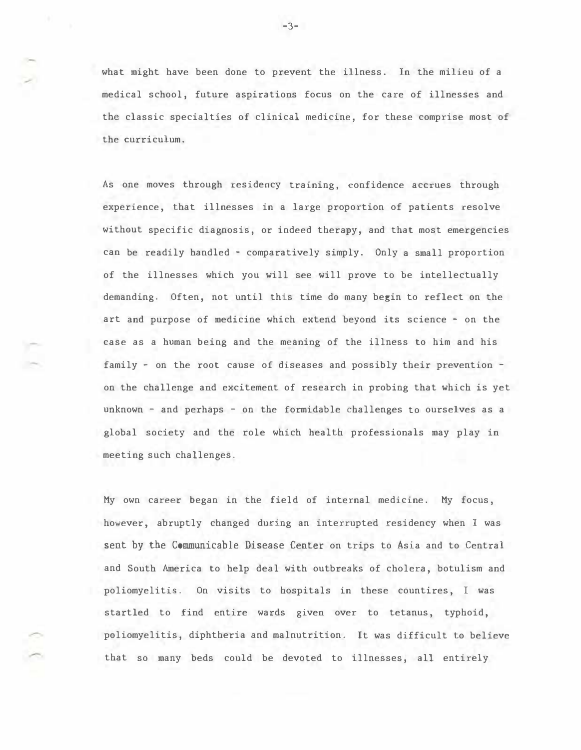what might have been done to prevent the illness. In the milieu of a medical school, future aspirations focus on the care of illnesses and the classic specialties of clinical medicine, for these comprise most of the curriculum.

As one moves through residency training, confidence accrues through experience, that illnesses in a large proportion of patients resolve without specific diagnosis, or indeed therapy, and that most emergencies can be readily handled - comparatively simply. Only a small proportion of the illnesses which you will see will prove to be intellectually demanding. Often, not until this time do many begin to reflect on the art and purpose of medicine which extend beyond its science - on the case as a human being and the meaning of the illness to him and his family - on the root cause of diseases and possibly their prevention - on the challenge and excitement of research in probing that which is yet unknown - and perhaps - on the formidable challenges to ourselves as a global society and the role which health professionals may play in meeting such challenges.

My own career began in the field of internal medicine. My focus, however, abruptly changed during an interrupted residency when I was sent by the Communicable Disease Center on trips to Asia and to Central and South America to help deal with outbreaks of cholera, botulism and poliomyelitis. On visits to hospitals in these countires, I was startled to find entire wards given over to tetanus, typhoid, poliomyelitis, diphtheria and malnutrition. It was difficult to believe that so many beds could be devoted to illnesses, all entirely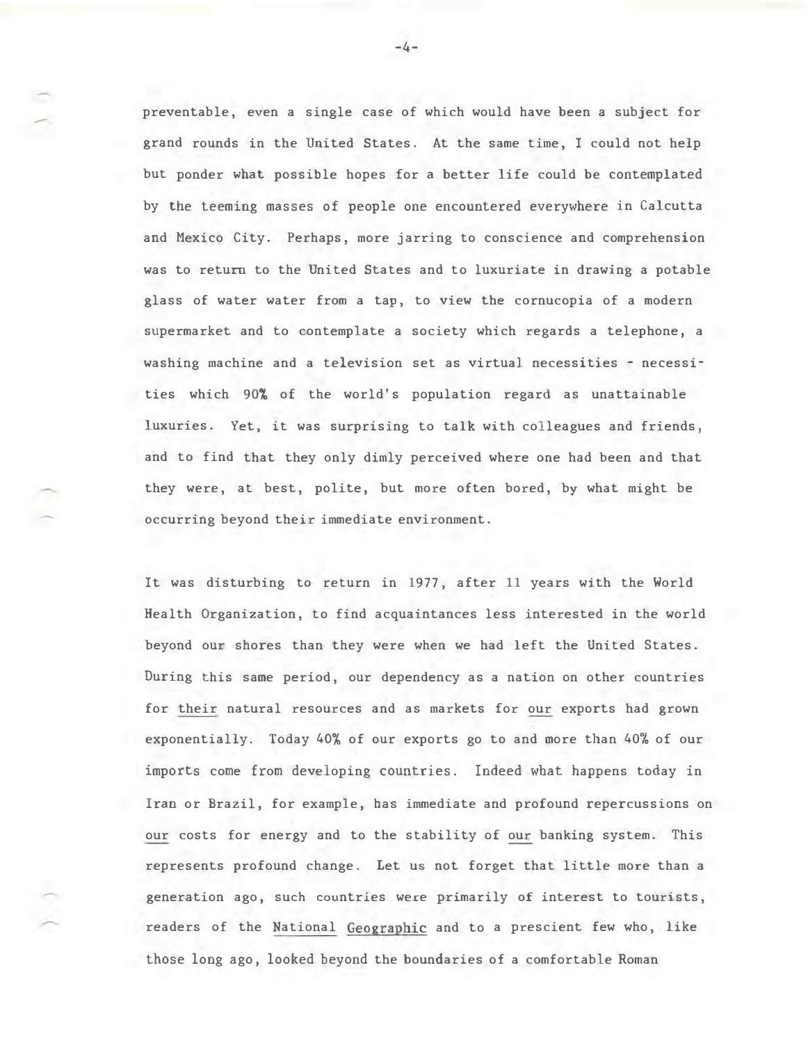preventable, even a single case of which would have been a subject for grand rounds in the United States. At the same time, I could not help but ponder what possible hopes for a better life could be contemplated by the teeming masses of people one encountered everywhere in Calcutta and Mexico City. Perhaps, more jarring to conscience and comprehension was to return to the United States and to luxuriate in drawing a potable glass of water water from a tap, to view the cornucopia of a modern supermarket and to contemplate a society which regards a telephone, a washing machine and a television set as virtual necessities - necessities which 90% of the world's population regard as unattainable luxuries. Yet, it was surprising to talk with colleagues and friends, and to find that they only dimly perceived where one had been and that they were, at best, polite, but more often bored, by what might be occurring beyond their immediate environment.

It was disturbing to return in 1977, after 11 years with the World Health Organization, to find acquaintances less interested in the world beyond our shores than they were when we had left the United States. During this same period, our dependency as a nation on other countries for <u>their</u> natural resources and as markets for <u>our</u> exports had grown exponentially. Today 40% of our exports go to and more than 40% of our imports come from developing countries. Indeed what happens today in Iran or Brazil, for example, has immediate and profound repercussions on <u>our</u> costs for energy and to the stability of <u>our</u> banking system. This represents profound change. Let us not forget that little more than a generation ago, such countries were primarily of interest to tourists, readers of the <u>National Geographic</u> and to a prescient few who, like those long ago, looked beyond the boundaries of a comfortable Roman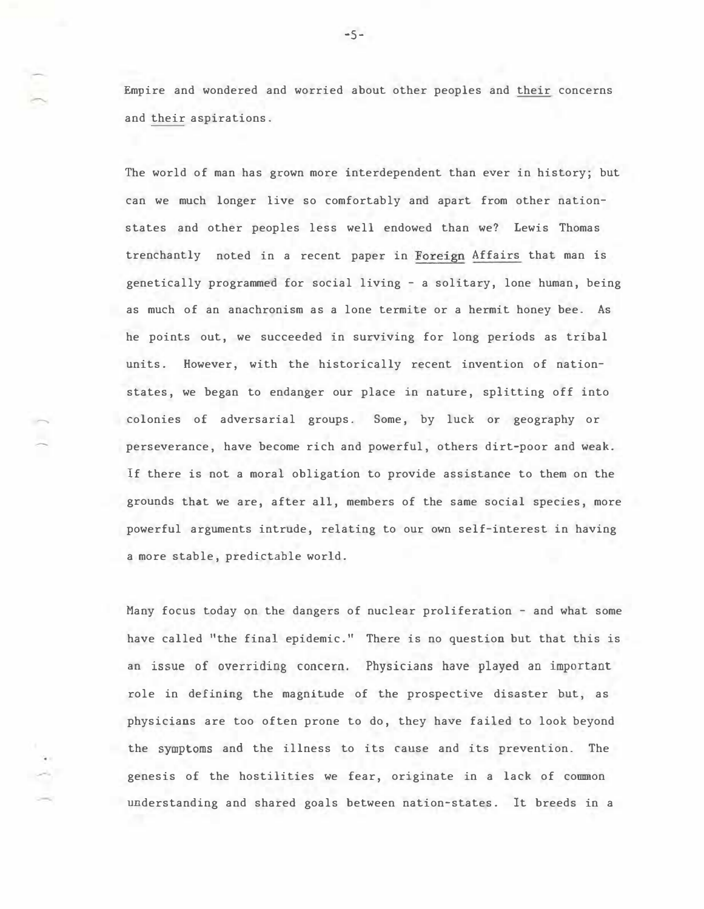Empire and wondered and worried about other peoples and *their* concerns and *their* aspirations.

The world of man has grown more interdependent than ever in history; but can we much longer live so comfortably and apart from other nation-states and other peoples less well endowed than we? Lewis Thomas trenchantly noted in a recent paper in *Foreign Affairs* that man is genetically programmed for social living - a solitary, lone human, being as much of an anachronism as a lone termite or a hermit honey bee. As he points out, we succeeded in surviving for long periods as tribal units. However, with the historically recent invention of nation-states, we began to endanger our place in nature, splitting off into colonies of adversarial groups. Some, by luck or geography or perseverance, have become rich and powerful, others dirt-poor and weak. If there is not a moral obligation to provide assistance to them on the grounds that we are, after all, members of the same social species, more powerful arguments intrude, relating to our own self-interest in having a more stable, predictable world.

Many focus today on the dangers of nuclear proliferation - and what some have called "the final epidemic." There is no question but that this is an issue of overriding concern. Physicians have played an important role in defining the magnitude of the prospective disaster but, as physicians are too often prone to do, they have failed to look beyond the symptoms and the illness to its cause and its prevention. The genesis of the hostilities we fear, originate in a lack of common understanding and shared goals between nation-states. It breeds in a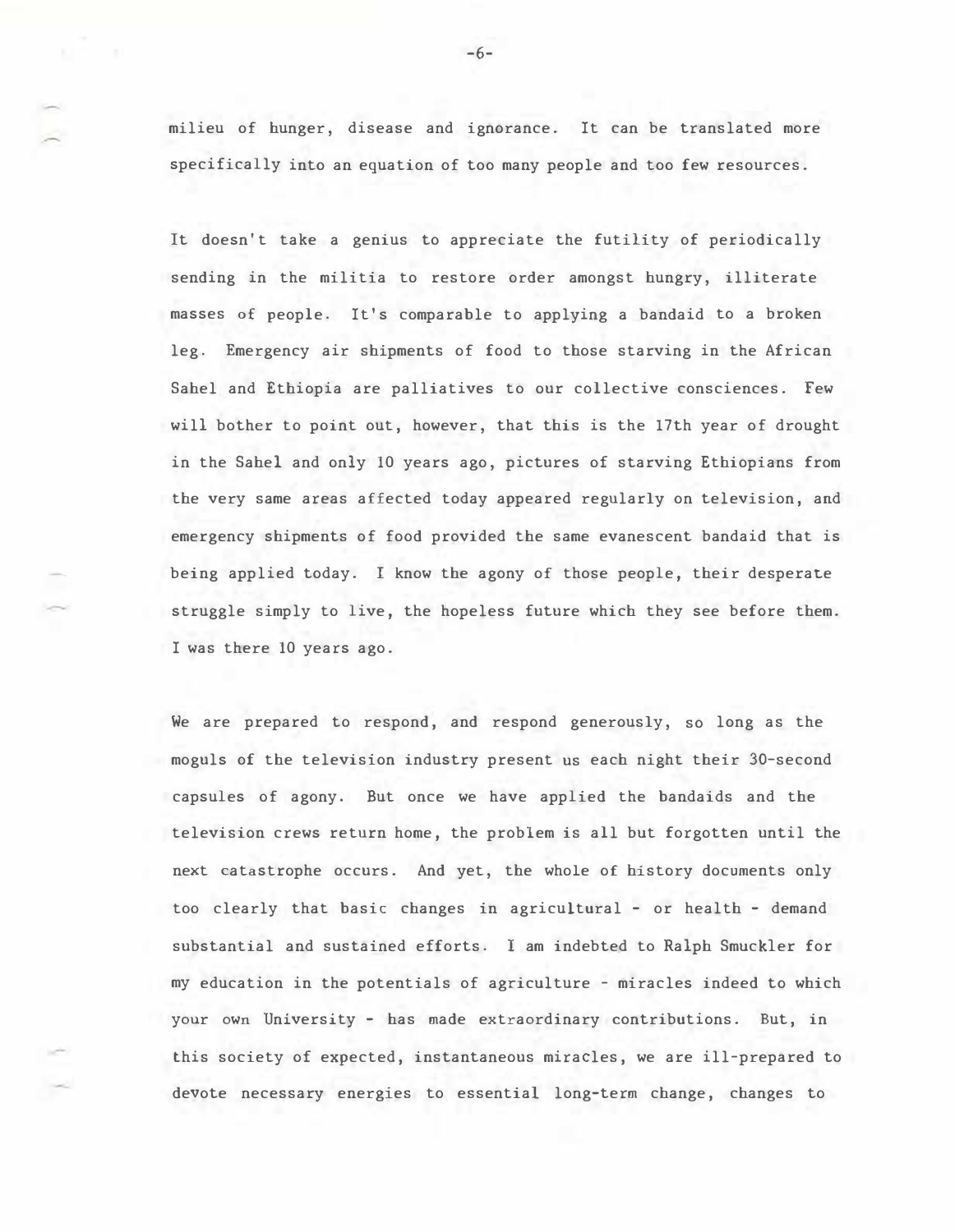milieu of hunger, disease and ignorance. It can be translated more specifically into an equation of too many people and too few resources.

It doesn't take a genius to appreciate the futility of periodically sending in the militia to restore order amongst hungry, illiterate masses of people. It's comparable to applying a bandaid to a broken leg. Emergency air shipments of food to those starving in the African Sahel and Ethiopia are palliatives to our collective consciences. Few will bother to point out, however, that this is the 17th year of drought in the Sahel and only 10 years ago, pictures of starving Ethiopians from the very same areas affected today appeared regularly on television, and emergency shipments of food provided the same evanescent bandaid that is being applied today. I know the agony of those people, their desperate struggle simply to live, the hopeless future which they see before them. I was there 10 years ago.

We are prepared to respond, and respond generously, so long as the moguls of the television industry present us each night their 30-second capsules of agony. But once we have applied the bandaids and the television crews return home, the problem is all but forgotten until the next catastrophe occurs. And yet, the whole of history documents only too clearly that basic changes in agricultural - or health - demand substantial and sustained efforts. I am indebted to Ralph Smuckler for my education in the potentials of agriculture - miracles indeed to which your own University - has made extraordinary contributions. But, in this society of expected, instantaneous miracles, we are ill-prepared to devote necessary energies to essential long-term change, changes to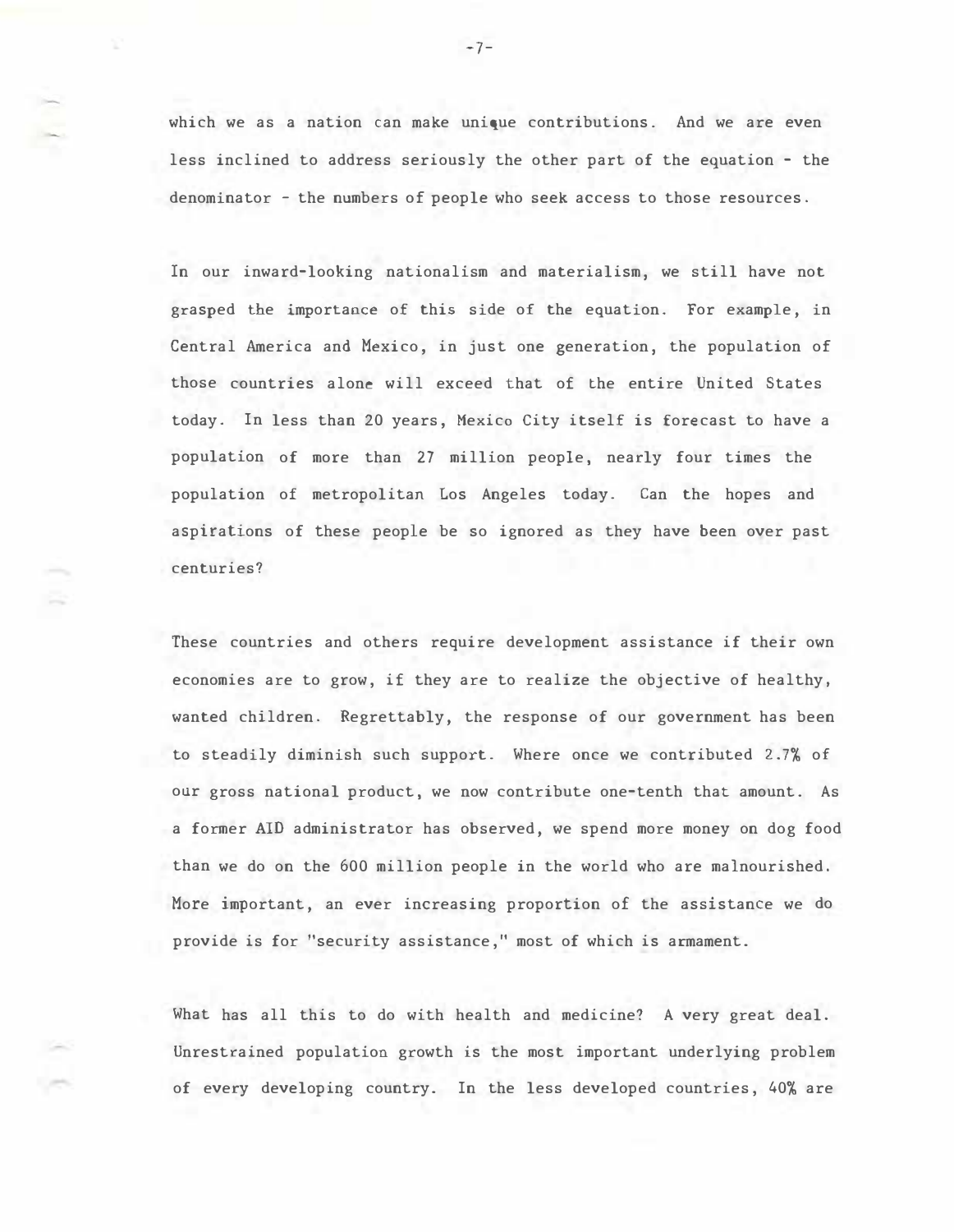which we as a nation can make unique contributions. And we are even less inclined to address seriously the other part of the equation - the denominator - the numbers of people who seek access to those resources.

In our inward-looking nationalism and materialism, we still have not grasped the importance of this side of the equation. For example, in Central America and Mexico, in just one generation, the population of those countries alone will exceed that of the entire United States today. In less than 20 years, Mexico City itself is forecast to have a population of more than 27 million people, nearly four times the population of metropolitan Los Angeles today. Can the hopes and aspirations of these people be so ignored as they have been over past centuries?

These countries and others require development assistance if their own economies are to grow, if they are to realize the objective of healthy, wanted children. Regrettably, the response of our government has been to steadily diminish such support. Where once we contributed 2.7% of our gross national product, we now contribute one-tenth that amount. As a former AID administrator has observed, we spend more money on dog food than we do on the 600 million people in the world who are malnourished. More important, an ever increasing proportion of the assistance we do provide is for "security assistance," most of which is armament.

What has all this to do with health and medicine? A very great deal. Unrestrained population growth is the most important underlying problem of every developing country. In the less developed countries, 40% are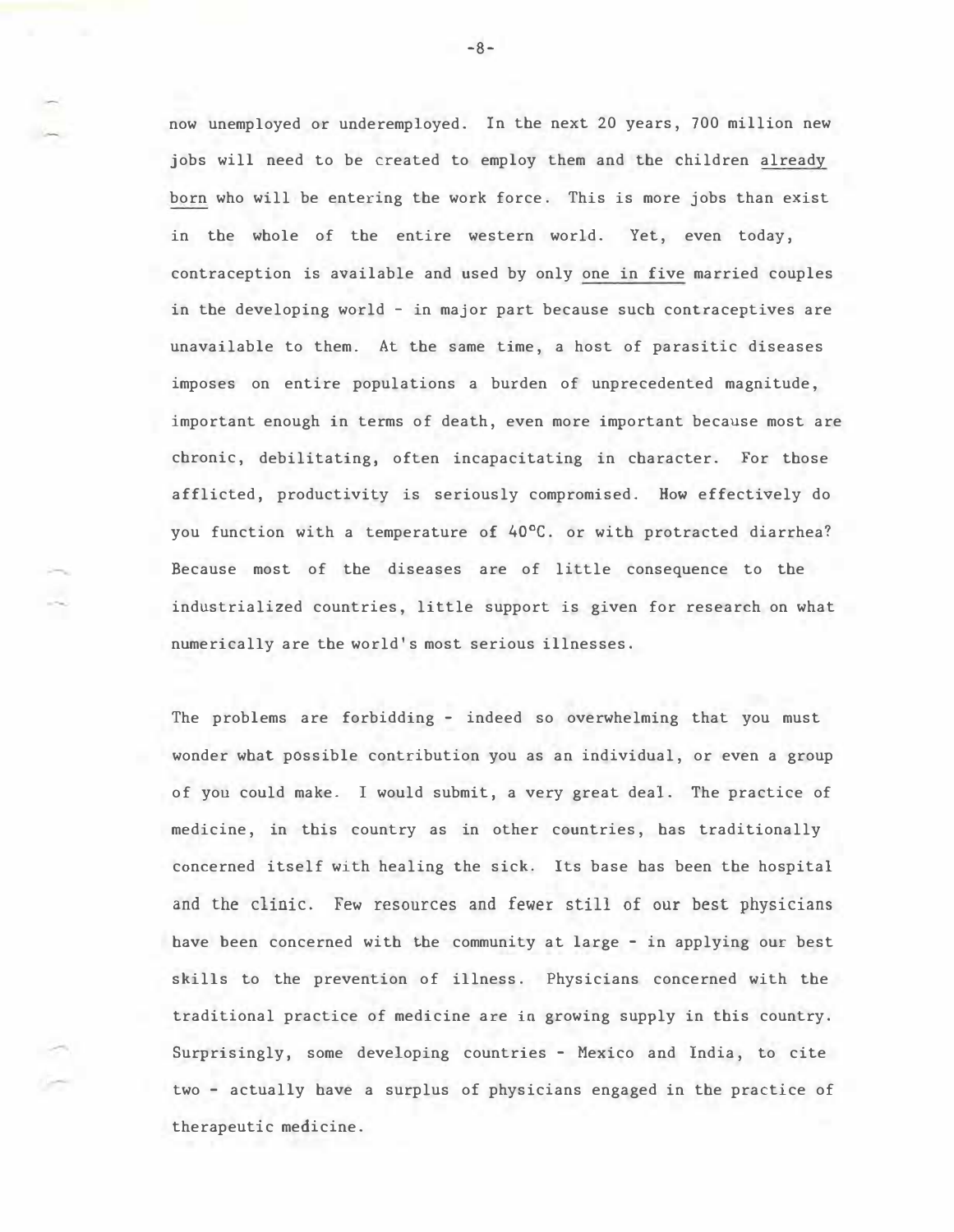now unemployed or underemployed. In the next 20 years, 700 million new jobs will need to be created to employ them and the children <u>already born</u> who will be entering the work force. This is more jobs than exist in the whole of the entire western world. Yet, even today, contraception is available and used by only <u>one in five</u> married couples in the developing world - in major part because such contraceptives are unavailable to them. At the same time, a host of parasitic diseases imposes on entire populations a burden of unprecedented magnitude, important enough in terms of death, even more important because most are chronic, debilitating, often incapacitating in character. For those afflicted, productivity is seriously compromised. How effectively do you function with a temperature of 40°C. or with protracted diarrhea? Because most of the diseases are of little consequence to the industrialized countries, little support is given for research on what numerically are the world's most serious illnesses.

The problems are forbidding - indeed so overwhelming that you must wonder what possible contribution you as an individual, or even a group of you could make. I would submit, a very great deal. The practice of medicine, in this country as in other countries, has traditionally concerned itself with healing the sick. Its base has been the hospital and the clinic. Few resources and fewer still of our best physicians have been concerned with the community at large - in applying our best skills to the prevention of illness. Physicians concerned with the traditional practice of medicine are in growing supply in this country. Surprisingly, some developing countries - Mexico and India, to cite two - actually have a surplus of physicians engaged in the practice of therapeutic medicine.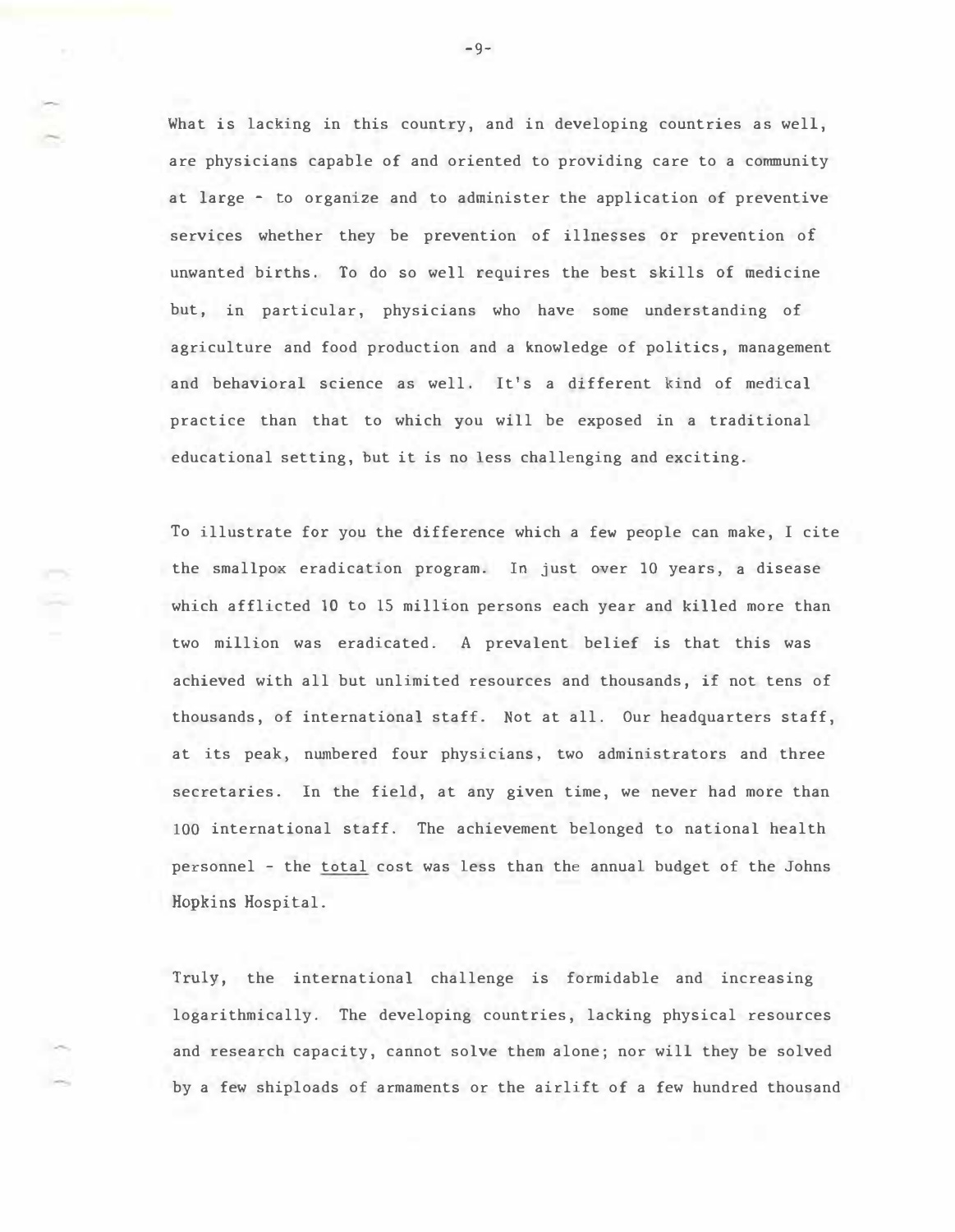What is lacking in this country, and in developing countries as well, are physicians capable of and oriented to providing care to a community at large - to organize and to administer the application of preventive services whether they be prevention of illnesses or prevention of unwanted births. To do so well requires the best skills of medicine but, in particular, physicians who have some understanding of agriculture and food production and a knowledge of politics, management and behavioral science as well. It's a different kind of medical practice than that to which you will be exposed in a traditional educational setting, but it is no less challenging and exciting.

To illustrate for you the difference which a few people can make, I cite the smallpox eradication program. In just over 10 years, a disease which afflicted 10 to 15 million persons each year and killed more than two million was eradicated. A prevalent belief is that this was achieved with all but unlimited resources and thousands, if not tens of thousands, of international staff. Not at all. Our headquarters staff, at its peak, numbered four physicians, two administrators and three secretaries. In the field, at any given time, we never had more than 100 international staff. The achievement belonged to national health personnel - the <u>total</u> cost was less than the annual budget of the Johns Hopkins Hospital.

Truly, the international challenge is formidable and increasing logarithmically. The developing countries, lacking physical resources and research capacity, cannot solve them alone; nor will they be solved by a few shiploads of armaments or the airlift of a few hundred thousand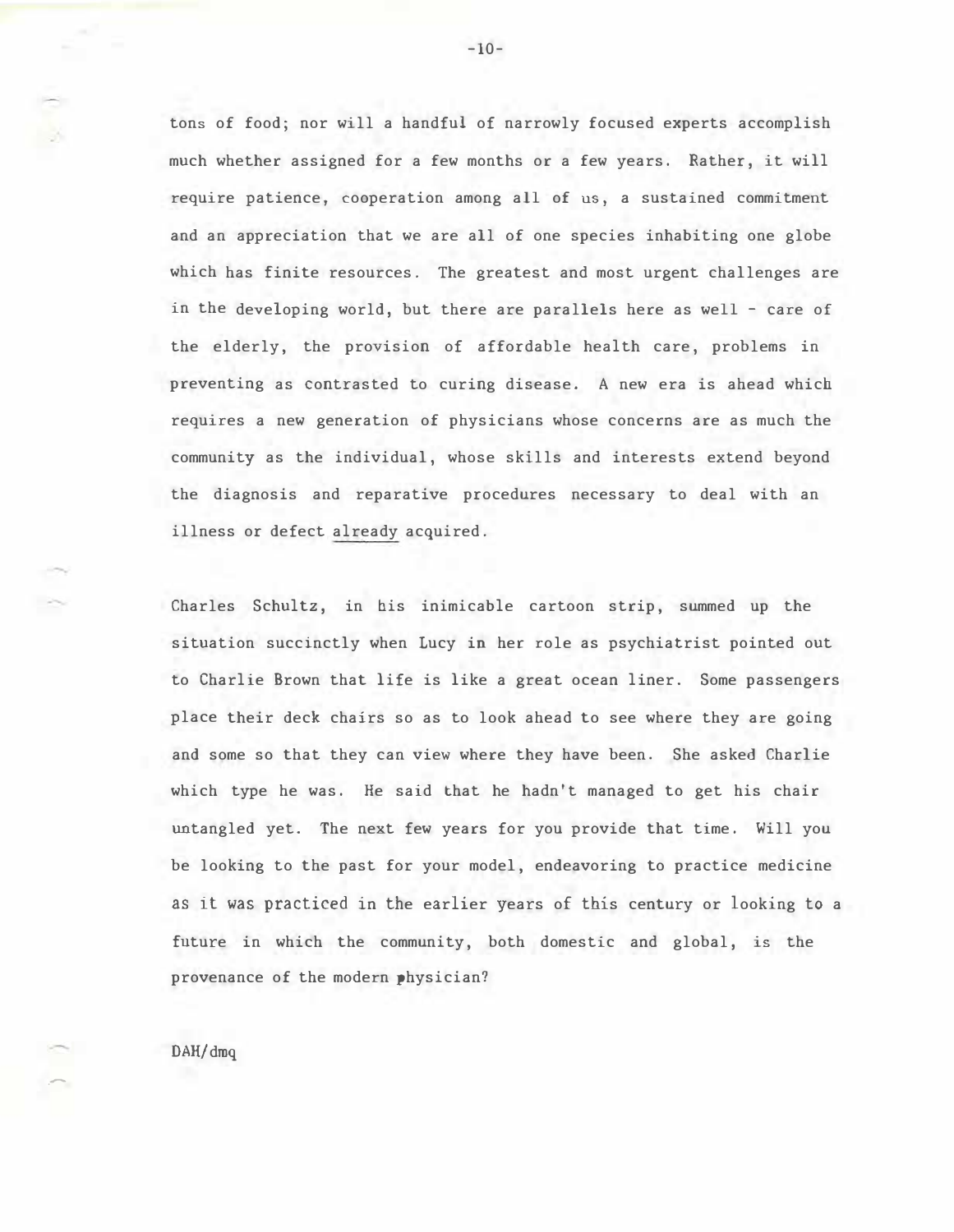tons of food; nor will a handful of narrowly focused experts accomplish much whether assigned for a few months or a few years. Rather, it will require patience, cooperation among all of us, a sustained commitment and an appreciation that we are all of one species inhabiting one globe which has finite resources. The greatest and most urgent challenges are in the developing world, but there are parallels here as well - care of the elderly, the provision of affordable health care, problems in preventing as contrasted to curing disease. A new era is ahead which requires a new generation of physicians whose concerns are as much the community as the individual, whose skills and interests extend beyond the diagnosis and reparative procedures necessary to deal with an illness or defect already acquired.

Charles Schultz, in his inimicable cartoon strip, summed up the situation succinctly when Lucy in her role as psychiatrist pointed out to Charlie Brown that life is like a great ocean liner. Some passengers place their deck chairs so as to look ahead to see where they are going and some so that they can view where they have been. She asked Charlie which type he was. He said that he hadn't managed to get his chair untangled yet. The next few years for you provide that time. Will you be looking to the past for your model, endeavoring to practice medicine as it was practiced in the earlier years of this century or looking to a future in which the community, both domestic and global, is the provenance of the modern physician?

DAH/dmq